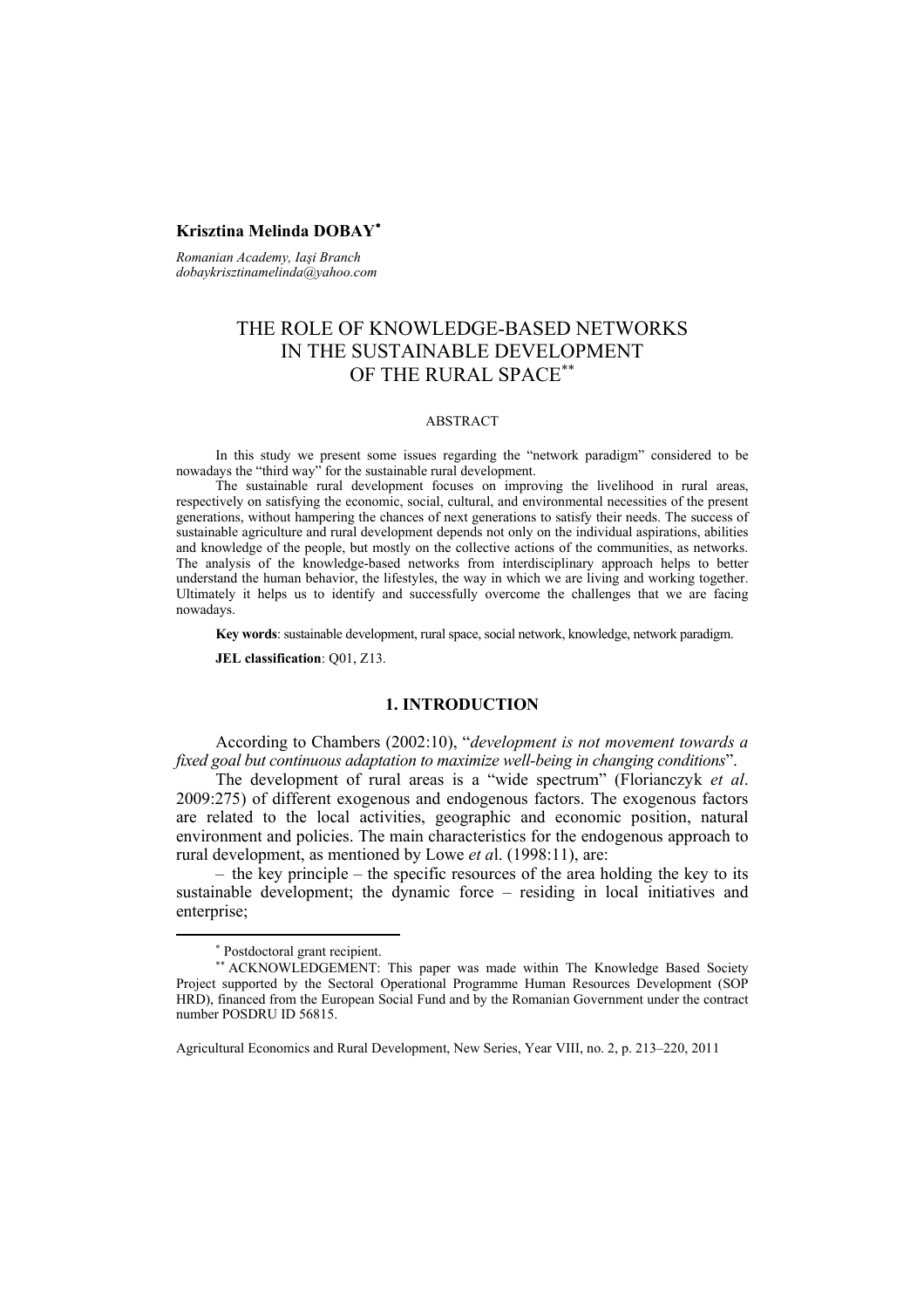**Krisztina Melinda DOBAY**[*]

*Romanian Academy, Iaşi Branch*
*dobaykrisztinamelinda@yahoo.com*

# THE ROLE OF KNOWLEDGE-BASED NETWORKS IN THE SUSTAINABLE DEVELOPMENT OF THE RURAL SPACE[**]

## ABSTRACT

In this study we present some issues regarding the "network paradigm" considered to be nowadays the "third way" for the sustainable rural development.

The sustainable rural development focuses on improving the livelihood in rural areas, respectively on satisfying the economic, social, cultural, and environmental necessities of the present generations, without hampering the chances of next generations to satisfy their needs. The success of sustainable agriculture and rural development depends not only on the individual aspirations, abilities and knowledge of the people, but mostly on the collective actions of the communities, as networks. The analysis of the knowledge-based networks from interdisciplinary approach helps to better understand the human behavior, the lifestyles, the way in which we are living and working together. Ultimately it helps us to identify and successfully overcome the challenges that we are facing nowadays.

**Key words**: sustainable development, rural space, social network, knowledge, network paradigm.

**JEL classification**: Q01, Z13.

## 1. INTRODUCTION

According to Chambers (2002:10), "*development is not movement towards a fixed goal but continuous adaptation to maximize well-being in changing conditions*".

The development of rural areas is a "wide spectrum" (Florianczyk *et al*. 2009:275) of different exogenous and endogenous factors. The exogenous factors are related to the local activities, geographic and economic position, natural environment and policies. The main characteristics for the endogenous approach to rural development, as mentioned by Lowe *et a*l. (1998:11), are:

– the key principle – the specific resources of the area holding the key to its sustainable development; the dynamic force – residing in local initiatives and enterprise;

---

[*] Postdoctoral grant recipient.

[**] ACKNOWLEDGEMENT: This paper was made within The Knowledge Based Society Project supported by the Sectoral Operational Programme Human Resources Development (SOP HRD), financed from the European Social Fund and by the Romanian Government under the contract number POSDRU ID 56815.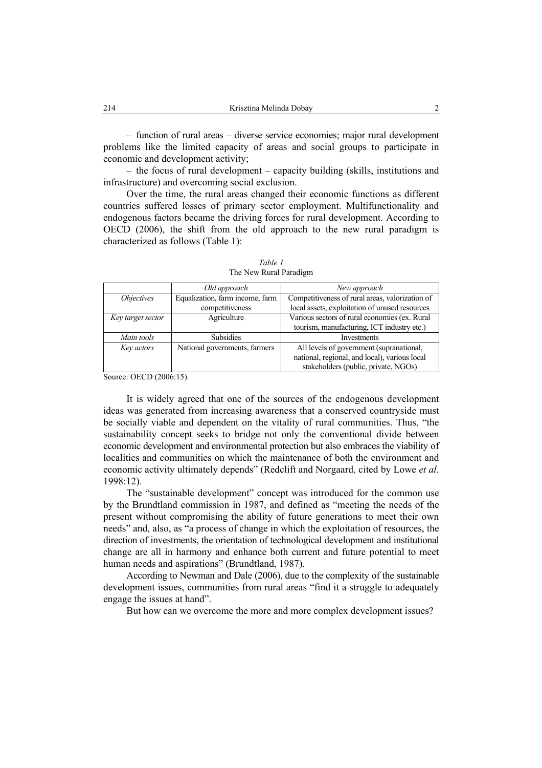– function of rural areas – diverse service economies; major rural development problems like the limited capacity of areas and social groups to participate in economic and development activity;

– the focus of rural development – capacity building (skills, institutions and infrastructure) and overcoming social exclusion.

Over the time, the rural areas changed their economic functions as different countries suffered losses of primary sector employment. Multifunctionality and endogenous factors became the driving forces for rural development. According to OECD (2006), the shift from the old approach to the new rural paradigm is characterized as follows (Table 1):

*Table 1*
The New Rural Paradigm

| | *Old approach* | *New approach* |
|---|---|---|
| *Objectives* | Equalization, farm income, farm competitiveness | Competitiveness of rural areas, valorization of local assets, exploitation of unused resources |
| *Key target sector* | Agriculture | Various sectors of rural economies (ex. Rural tourism, manufacturing, ICT industry etc.) |
| *Main tools* | Subsidies | Investments |
| *Key actors* | National governments, farmers | All levels of government (supranational, national, regional, and local), various local stakeholders (public, private, NGOs) |

Source: OECD (2006:15).

It is widely agreed that one of the sources of the endogenous development ideas was generated from increasing awareness that a conserved countryside must be socially viable and dependent on the vitality of rural communities. Thus, "the sustainability concept seeks to bridge not only the conventional divide between economic development and environmental protection but also embraces the viability of localities and communities on which the maintenance of both the environment and economic activity ultimately depends" (Redclift and Norgaard, cited by Lowe *et al*. 1998:12).

The "sustainable development" concept was introduced for the common use by the Brundtland commission in 1987, and defined as "meeting the needs of the present without compromising the ability of future generations to meet their own needs" and, also, as "a process of change in which the exploitation of resources, the direction of investments, the orientation of technological development and institutional change are all in harmony and enhance both current and future potential to meet human needs and aspirations" (Brundtland, 1987).

According to Newman and Dale (2006), due to the complexity of the sustainable development issues, communities from rural areas "find it a struggle to adequately engage the issues at hand".

But how can we overcome the more and more complex development issues?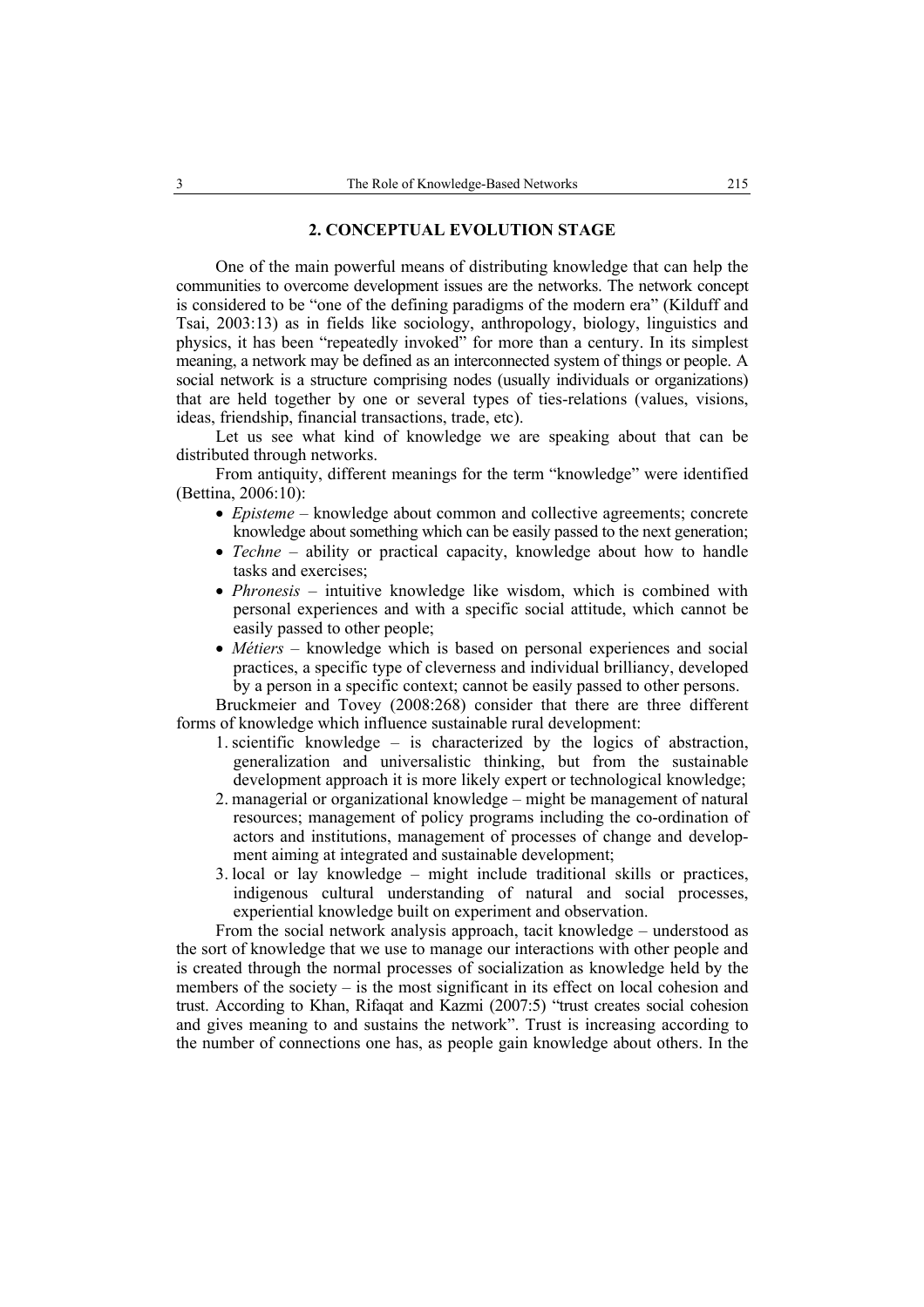## 2. CONCEPTUAL EVOLUTION STAGE

One of the main powerful means of distributing knowledge that can help the communities to overcome development issues are the networks. The network concept is considered to be "one of the defining paradigms of the modern era" (Kilduff and Tsai, 2003:13) as in fields like sociology, anthropology, biology, linguistics and physics, it has been "repeatedly invoked" for more than a century. In its simplest meaning, a network may be defined as an interconnected system of things or people. A social network is a structure comprising nodes (usually individuals or organizations) that are held together by one or several types of ties-relations (values, visions, ideas, friendship, financial transactions, trade, etc).

Let us see what kind of knowledge we are speaking about that can be distributed through networks.

From antiquity, different meanings for the term "knowledge" were identified (Bettina, 2006:10):

- *Episteme* – knowledge about common and collective agreements; concrete knowledge about something which can be easily passed to the next generation;
- *Techne* – ability or practical capacity, knowledge about how to handle tasks and exercises;
- *Phronesis* – intuitive knowledge like wisdom, which is combined with personal experiences and with a specific social attitude, which cannot be easily passed to other people;
- *Métiers* – knowledge which is based on personal experiences and social practices, a specific type of cleverness and individual brilliancy, developed by a person in a specific context; cannot be easily passed to other persons.

Bruckmeier and Tovey (2008:268) consider that there are three different forms of knowledge which influence sustainable rural development:

1. scientific knowledge – is characterized by the logics of abstraction, generalization and universalistic thinking, but from the sustainable development approach it is more likely expert or technological knowledge;
2. managerial or organizational knowledge – might be management of natural resources; management of policy programs including the co-ordination of actors and institutions, management of processes of change and development aiming at integrated and sustainable development;
3. local or lay knowledge – might include traditional skills or practices, indigenous cultural understanding of natural and social processes, experiential knowledge built on experiment and observation.

From the social network analysis approach, tacit knowledge – understood as the sort of knowledge that we use to manage our interactions with other people and is created through the normal processes of socialization as knowledge held by the members of the society – is the most significant in its effect on local cohesion and trust. According to Khan, Rifaqat and Kazmi (2007:5) "trust creates social cohesion and gives meaning to and sustains the network". Trust is increasing according to the number of connections one has, as people gain knowledge about others. In the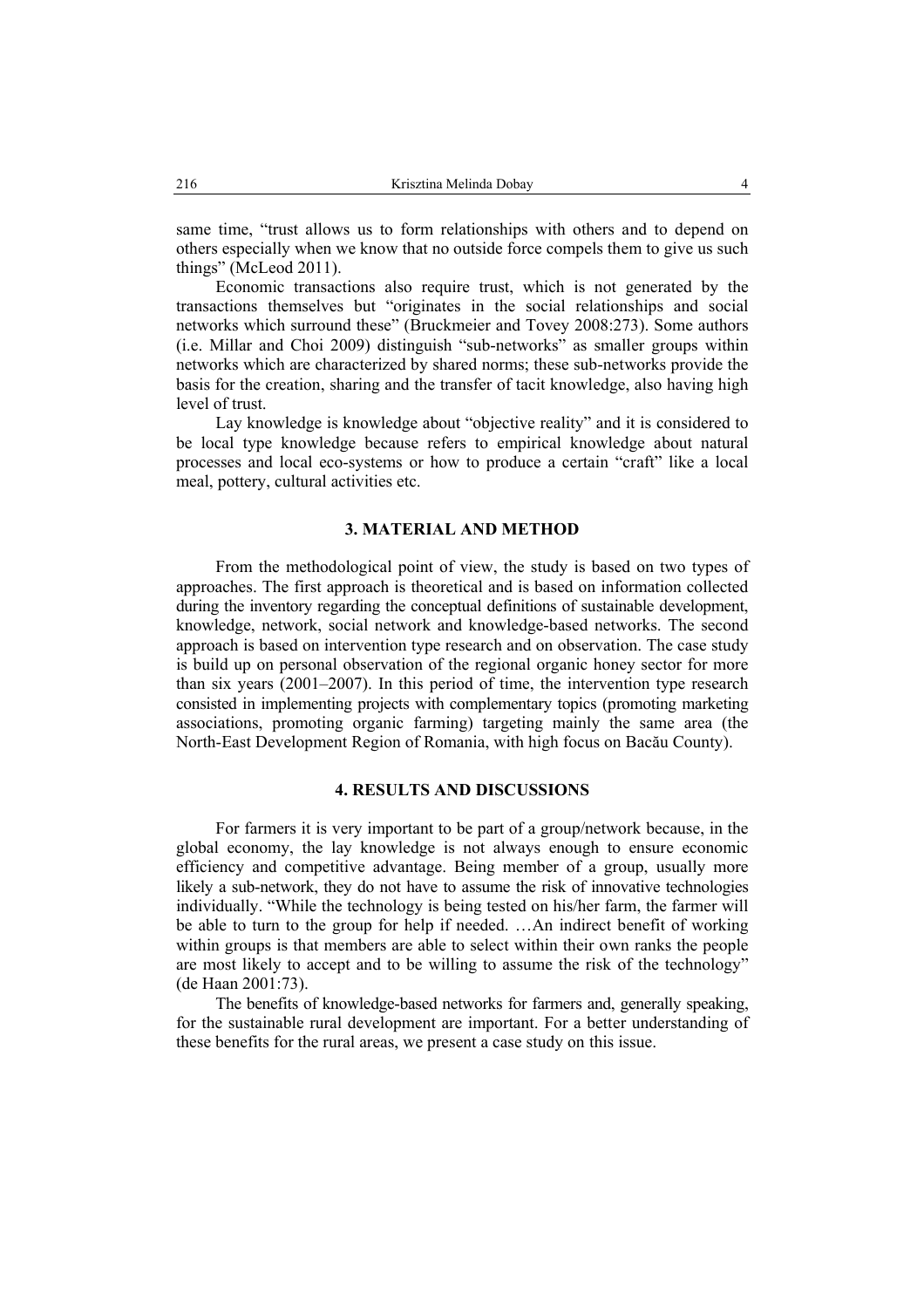same time, "trust allows us to form relationships with others and to depend on others especially when we know that no outside force compels them to give us such things" (McLeod 2011).

Economic transactions also require trust, which is not generated by the transactions themselves but "originates in the social relationships and social networks which surround these" (Bruckmeier and Tovey 2008:273). Some authors (i.e. Millar and Choi 2009) distinguish "sub-networks" as smaller groups within networks which are characterized by shared norms; these sub-networks provide the basis for the creation, sharing and the transfer of tacit knowledge, also having high level of trust.

Lay knowledge is knowledge about "objective reality" and it is considered to be local type knowledge because refers to empirical knowledge about natural processes and local eco-systems or how to produce a certain "craft" like a local meal, pottery, cultural activities etc.

## 3. MATERIAL AND METHOD

From the methodological point of view, the study is based on two types of approaches. The first approach is theoretical and is based on information collected during the inventory regarding the conceptual definitions of sustainable development, knowledge, network, social network and knowledge-based networks. The second approach is based on intervention type research and on observation. The case study is build up on personal observation of the regional organic honey sector for more than six years (2001–2007). In this period of time, the intervention type research consisted in implementing projects with complementary topics (promoting marketing associations, promoting organic farming) targeting mainly the same area (the North-East Development Region of Romania, with high focus on Bacău County).

## 4. RESULTS AND DISCUSSIONS

For farmers it is very important to be part of a group/network because, in the global economy, the lay knowledge is not always enough to ensure economic efficiency and competitive advantage. Being member of a group, usually more likely a sub-network, they do not have to assume the risk of innovative technologies individually. "While the technology is being tested on his/her farm, the farmer will be able to turn to the group for help if needed. …An indirect benefit of working within groups is that members are able to select within their own ranks the people are most likely to accept and to be willing to assume the risk of the technology" (de Haan 2001:73).

The benefits of knowledge-based networks for farmers and, generally speaking, for the sustainable rural development are important. For a better understanding of these benefits for the rural areas, we present a case study on this issue.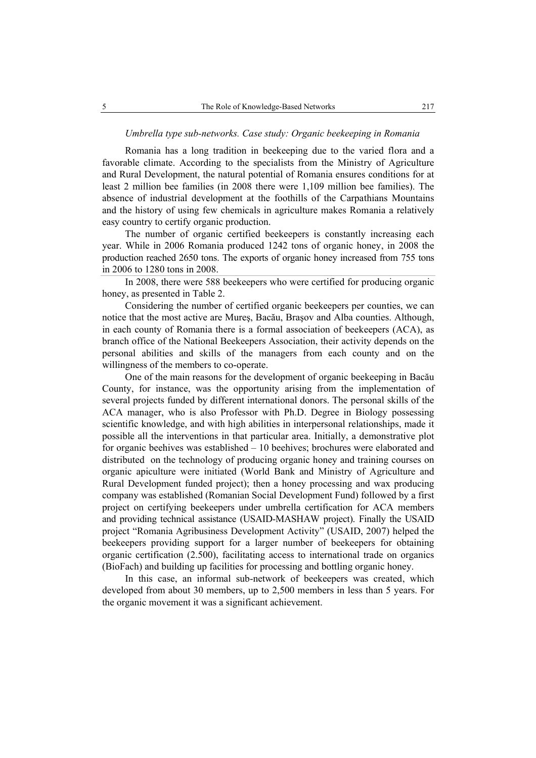*Umbrella type sub-networks. Case study: Organic beekeeping in Romania*

Romania has a long tradition in beekeeping due to the varied flora and a favorable climate. According to the specialists from the Ministry of Agriculture and Rural Development, the natural potential of Romania ensures conditions for at least 2 million bee families (in 2008 there were 1,109 million bee families). The absence of industrial development at the foothills of the Carpathians Mountains and the history of using few chemicals in agriculture makes Romania a relatively easy country to certify organic production.

The number of organic certified beekeepers is constantly increasing each year. While in 2006 Romania produced 1242 tons of organic honey, in 2008 the production reached 2650 tons. The exports of organic honey increased from 755 tons in 2006 to 1280 tons in 2008.

In 2008, there were 588 beekeepers who were certified for producing organic honey, as presented in Table 2.

Considering the number of certified organic beekeepers per counties, we can notice that the most active are Mureş, Bacău, Braşov and Alba counties. Although, in each county of Romania there is a formal association of beekeepers (ACA), as branch office of the National Beekeepers Association, their activity depends on the personal abilities and skills of the managers from each county and on the willingness of the members to co-operate.

One of the main reasons for the development of organic beekeeping in Bacău County, for instance, was the opportunity arising from the implementation of several projects funded by different international donors. The personal skills of the ACA manager, who is also Professor with Ph.D. Degree in Biology possessing scientific knowledge, and with high abilities in interpersonal relationships, made it possible all the interventions in that particular area. Initially, a demonstrative plot for organic beehives was established – 10 beehives; brochures were elaborated and distributed on the technology of producing organic honey and training courses on organic apiculture were initiated (World Bank and Ministry of Agriculture and Rural Development funded project); then a honey processing and wax producing company was established (Romanian Social Development Fund) followed by a first project on certifying beekeepers under umbrella certification for ACA members and providing technical assistance (USAID-MASHAW project). Finally the USAID project "Romania Agribusiness Development Activity" (USAID, 2007) helped the beekeepers providing support for a larger number of beekeepers for obtaining organic certification (2.500), facilitating access to international trade on organics (BioFach) and building up facilities for processing and bottling organic honey.

In this case, an informal sub-network of beekeepers was created, which developed from about 30 members, up to 2,500 members in less than 5 years. For the organic movement it was a significant achievement.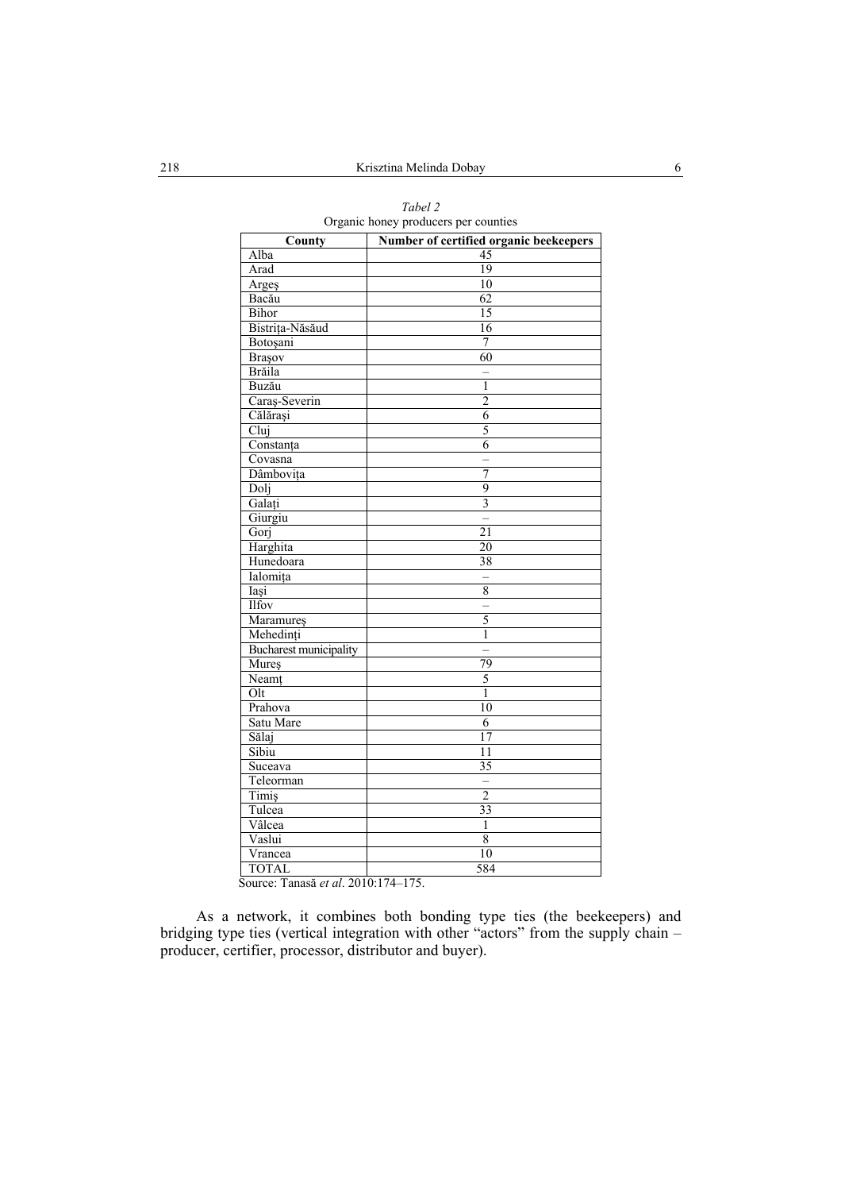*Tabel 2*

Organic honey producers per counties

| County | Number of certified organic beekeepers |
|---|---|
| Alba | 45 |
| Arad | 19 |
| Argeş | 10 |
| Bacău | 62 |
| Bihor | 15 |
| Bistriţa-Năsăud | 16 |
| Botoşani | 7 |
| Braşov | 60 |
| Brăila | – |
| Buzău | 1 |
| Caraş-Severin | 2 |
| Călăraşi | 6 |
| Cluj | 5 |
| Constanţa | 6 |
| Covasna | – |
| Dâmboviţa | 7 |
| Dolj | 9 |
| Galaţi | 3 |
| Giurgiu | – |
| Gorj | 21 |
| Harghita | 20 |
| Hunedoara | 38 |
| Ialomiţa | – |
| Iaşi | 8 |
| Ilfov | – |
| Maramureş | 5 |
| Mehedinţi | 1 |
| Bucharest municipality | – |
| Mureş | 79 |
| Neamţ | 5 |
| Olt | 1 |
| Prahova | 10 |
| Satu Mare | 6 |
| Sălaj | 17 |
| Sibiu | 11 |
| Suceava | 35 |
| Teleorman | – |
| Timiş | 2 |
| Tulcea | 33 |
| Vâlcea | 1 |
| Vaslui | 8 |
| Vrancea | 10 |
| TOTAL | 584 |

Source: Tanasă *et al*. 2010:174–175.

As a network, it combines both bonding type ties (the beekeepers) and bridging type ties (vertical integration with other "actors" from the supply chain – producer, certifier, processor, distributor and buyer).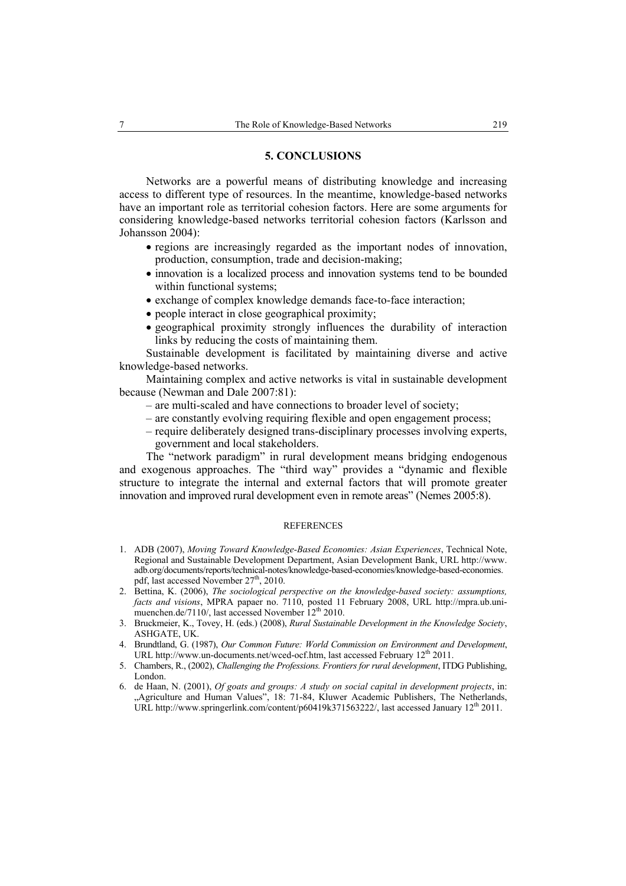## 5. CONCLUSIONS

Networks are a powerful means of distributing knowledge and increasing access to different type of resources. In the meantime, knowledge-based networks have an important role as territorial cohesion factors. Here are some arguments for considering knowledge-based networks territorial cohesion factors (Karlsson and Johansson 2004):

- regions are increasingly regarded as the important nodes of innovation, production, consumption, trade and decision-making;
- innovation is a localized process and innovation systems tend to be bounded within functional systems;
- exchange of complex knowledge demands face-to-face interaction;
- people interact in close geographical proximity;
- geographical proximity strongly influences the durability of interaction links by reducing the costs of maintaining them.

Sustainable development is facilitated by maintaining diverse and active knowledge-based networks.

Maintaining complex and active networks is vital in sustainable development because (Newman and Dale 2007:81):

– are multi-scaled and have connections to broader level of society;
– are constantly evolving requiring flexible and open engagement process;
– require deliberately designed trans-disciplinary processes involving experts, government and local stakeholders.

The "network paradigm" in rural development means bridging endogenous and exogenous approaches. The "third way" provides a "dynamic and flexible structure to integrate the internal and external factors that will promote greater innovation and improved rural development even in remote areas" (Nemes 2005:8).

### REFERENCES

1. ADB (2007), *Moving Toward Knowledge-Based Economies: Asian Experiences*, Technical Note, Regional and Sustainable Development Department, Asian Development Bank, URL http://www.adb.org/documents/reports/technical-notes/knowledge-based-economies/knowledge-based-economies.pdf, last accessed November 27th, 2010.
2. Bettina, K. (2006), *The sociological perspective on the knowledge-based society: assumptions, facts and visions*, MPRA papaer no. 7110, posted 11 February 2008, URL http://mpra.ub.uni-muenchen.de/7110/, last accessed November 12th 2010.
3. Bruckmeier, K., Tovey, H. (eds.) (2008), *Rural Sustainable Development in the Knowledge Society*, ASHGATE, UK.
4. Brundtland, G. (1987), *Our Common Future: World Commission on Environment and Development*, URL http://www.un-documents.net/wced-ocf.htm, last accessed February 12th 2011.
5. Chambers, R., (2002), *Challenging the Professions. Frontiers for rural development*, ITDG Publishing, London.
6. de Haan, N. (2001), *Of goats and groups: A study on social capital in development projects*, in: „Agriculture and Human Values", 18: 71-84, Kluwer Academic Publishers, The Netherlands, URL http://www.springerlink.com/content/p60419k371563222/, last accessed January 12th 2011.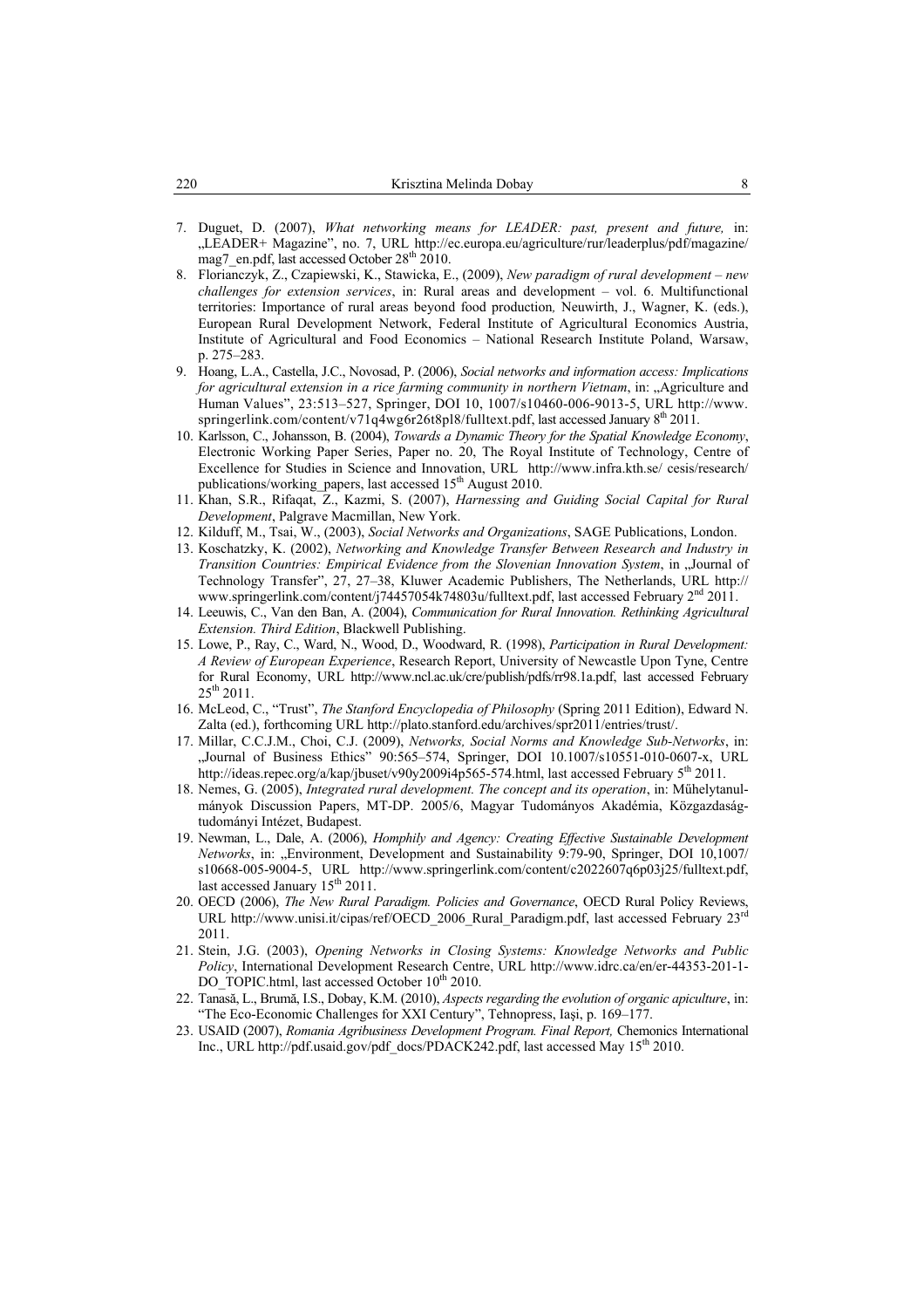7. Duguet, D. (2007), *What networking means for LEADER: past, present and future,* in: „LEADER+ Magazine", no. 7, URL http://ec.europa.eu/agriculture/rur/leaderplus/pdf/magazine/mag7_en.pdf, last accessed October 28th 2010.
8. Florianczyk, Z., Czapiewski, K., Stawicka, E., (2009), *New paradigm of rural development – new challenges for extension services*, in: Rural areas and development – vol. 6. Multifunctional territories: Importance of rural areas beyond food production*,* Neuwirth, J., Wagner, K. (eds.), European Rural Development Network, Federal Institute of Agricultural Economics Austria, Institute of Agricultural and Food Economics – National Research Institute Poland, Warsaw, p. 275–283.
9. Hoang, L.A., Castella, J.C., Novosad, P. (2006), *Social networks and information access: Implications for agricultural extension in a rice farming community in northern Vietnam*, in: „Agriculture and Human Values", 23:513–527, Springer, DOI 10, 1007/s10460-006-9013-5, URL http://www.springerlink.com/content/v71q4wg6r26t8pl8/fulltext.pdf, last accessed January 8th 2011.
10. Karlsson, C., Johansson, B. (2004), *Towards a Dynamic Theory for the Spatial Knowledge Economy*, Electronic Working Paper Series, Paper no. 20, The Royal Institute of Technology, Centre of Excellence for Studies in Science and Innovation, URL http://www.infra.kth.se/ cesis/research/publications/working_papers, last accessed 15th August 2010.
11. Khan, S.R., Rifaqat, Z., Kazmi, S. (2007), *Harnessing and Guiding Social Capital for Rural Development*, Palgrave Macmillan, New York.
12. Kilduff, M., Tsai, W., (2003), *Social Networks and Organizations*, SAGE Publications, London.
13. Koschatzky, K. (2002), *Networking and Knowledge Transfer Between Research and Industry in Transition Countries: Empirical Evidence from the Slovenian Innovation System*, in „Journal of Technology Transfer", 27, 27–38, Kluwer Academic Publishers, The Netherlands, URL http://www.springerlink.com/content/j74457054k74803u/fulltext.pdf, last accessed February 2nd 2011.
14. Leeuwis, C., Van den Ban, A. (2004), *Communication for Rural Innovation. Rethinking Agricultural Extension. Third Edition*, Blackwell Publishing.
15. Lowe, P., Ray, C., Ward, N., Wood, D., Woodward, R. (1998), *Participation in Rural Development: A Review of European Experience*, Research Report, University of Newcastle Upon Tyne, Centre for Rural Economy, URL http://www.ncl.ac.uk/cre/publish/pdfs/rr98.1a.pdf, last accessed February 25th 2011.
16. McLeod, C., "Trust", *The Stanford Encyclopedia of Philosophy* (Spring 2011 Edition), Edward N. Zalta (ed.), forthcoming URL http://plato.stanford.edu/archives/spr2011/entries/trust/.
17. Millar, C.C.J.M., Choi, C.J. (2009), *Networks, Social Norms and Knowledge Sub-Networks*, in: „Journal of Business Ethics" 90:565–574, Springer, DOI 10.1007/s10551-010-0607-x, URL http://ideas.repec.org/a/kap/jbuset/v90y2009i4p565-574.html, last accessed February 5th 2011.
18. Nemes, G. (2005), *Integrated rural development. The concept and its operation*, in: Műhelytanulmányok Discussion Papers, MT-DP. 2005/6, Magyar Tudományos Akadémia, Közgazdaságtudományi Intézet, Budapest.
19. Newman, L., Dale, A. (2006), *Homphily and Agency: Creating Effective Sustainable Development Networks*, in: „Environment, Development and Sustainability 9:79-90, Springer, DOI 10,1007/s10668-005-9004-5, URL http://www.springerlink.com/content/c2022607q6p03j25/fulltext.pdf, last accessed January 15th 2011.
20. OECD (2006), *The New Rural Paradigm. Policies and Governance*, OECD Rural Policy Reviews, URL http://www.unisi.it/cipas/ref/OECD_2006_Rural_Paradigm.pdf, last accessed February 23rd 2011.
21. Stein, J.G. (2003), *Opening Networks in Closing Systems: Knowledge Networks and Public Policy*, International Development Research Centre, URL http://www.idrc.ca/en/er-44353-201-1-DO_TOPIC.html, last accessed October 10th 2010.
22. Tanasă, L., Brumă, I.S., Dobay, K.M. (2010), *Aspects regarding the evolution of organic apiculture*, in: "The Eco-Economic Challenges for XXI Century", Tehnopress, Iaşi, p. 169–177.
23. USAID (2007), *Romania Agribusiness Development Program. Final Report,* Chemonics International Inc., URL http://pdf.usaid.gov/pdf_docs/PDACK242.pdf, last accessed May 15th 2010.